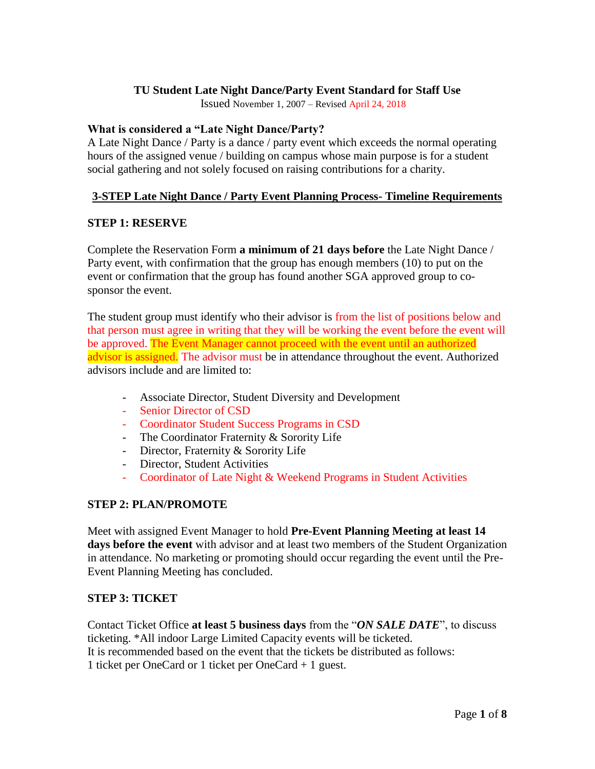# TU Student Late Night Dance/Party Event Standard for Staff Use

Issued November 1, 2007 – Revised April 24, 2018

**What is considered a "Late Night Dance/Party?**

A Late Night Dance / Party is a dance / party event which exceeds the normal operating hours of the assigned venue / building on campus whose main purpose is for a student social gathering and not solely focused on raising contributions for a charity.

## 3-STEP Late Night Dance / Party Event Planning Process- Timeline Requirements

### STEP 1: RESERVE

Complete the Reservation Form **a minimum of 21 days before** the Late Night Dance / Party event, with confirmation that the group has enough members (10) to put on the event or confirmation that the group has found another SGA approved group to co-sponsor the event.

The student group must identify who their advisor is from the list of positions below and that person must agree in writing that they will be working the event before the event will be approved. The Event Manager cannot proceed with the event until an authorized advisor is assigned. The advisor must be in attendance throughout the event. Authorized advisors include and are limited to:

- Associate Director, Student Diversity and Development
- Senior Director of CSD
- Coordinator Student Success Programs in CSD
- The Coordinator Fraternity & Sorority Life
- Director, Fraternity & Sorority Life
- Director, Student Activities
- Coordinator of Late Night & Weekend Programs in Student Activities

### STEP 2: PLAN/PROMOTE

Meet with assigned Event Manager to hold **Pre-Event Planning Meeting at least 14 days before the event** with advisor and at least two members of the Student Organization in attendance. No marketing or promoting should occur regarding the event until the Pre-Event Planning Meeting has concluded.

### STEP 3: TICKET

Contact Ticket Office **at least 5 business days** from the "***ON SALE DATE***", to discuss ticketing. *All indoor Large Limited Capacity events will be ticketed.
It is recommended based on the event that the tickets be distributed as follows:
1 ticket per OneCard or 1 ticket per OneCard + 1 guest.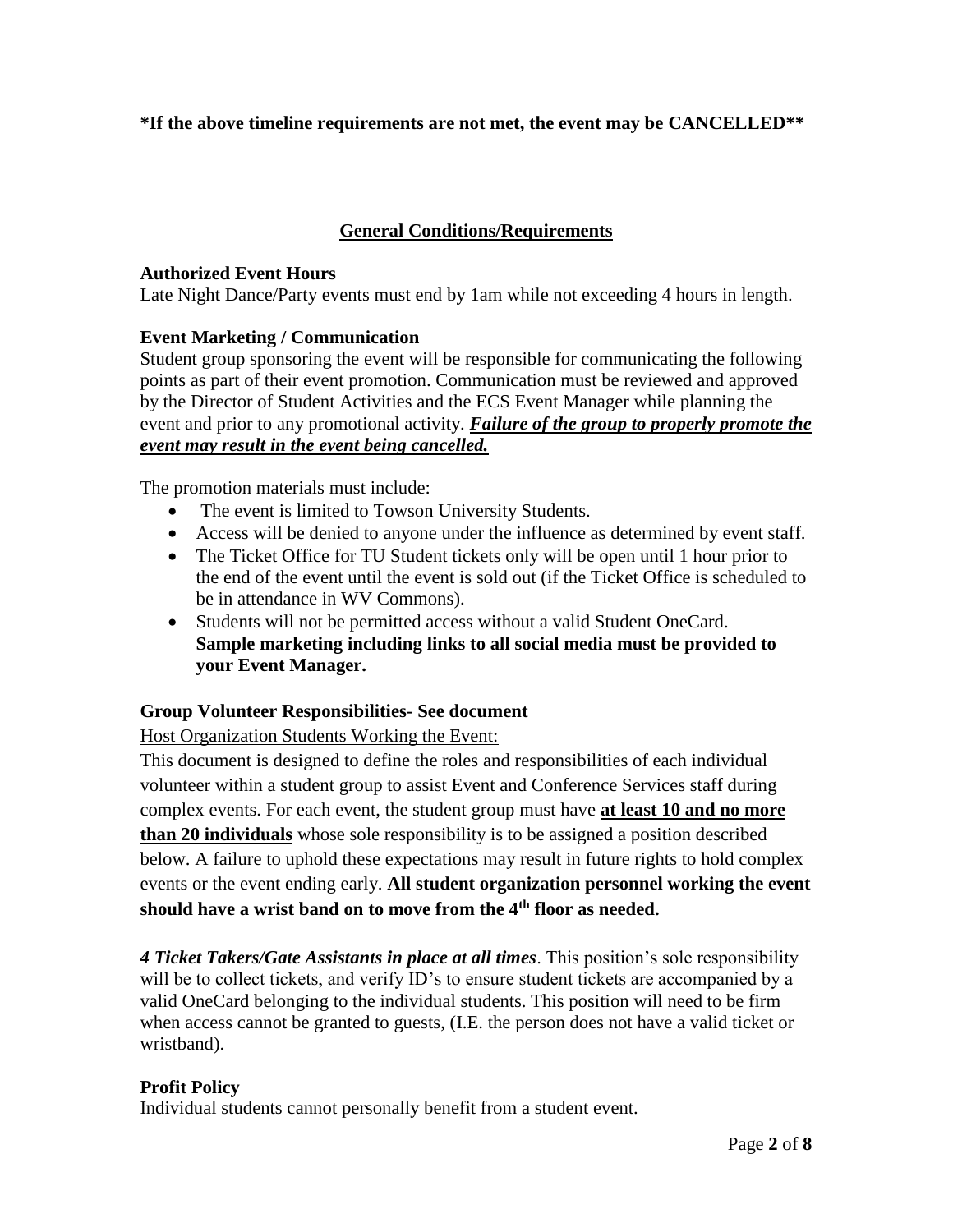**\*If the above timeline requirements are not met, the event may be CANCELLED\*\***

## General Conditions/Requirements

**Authorized Event Hours**

Late Night Dance/Party events must end by 1am while not exceeding 4 hours in length.

**Event Marketing / Communication**

Student group sponsoring the event will be responsible for communicating the following points as part of their event promotion. Communication must be reviewed and approved by the Director of Student Activities and the ECS Event Manager while planning the event and prior to any promotional activity. ***Failure of the group to properly promote the event may result in the event being cancelled.***

The promotion materials must include:

- The event is limited to Towson University Students.
- Access will be denied to anyone under the influence as determined by event staff.
- The Ticket Office for TU Student tickets only will be open until 1 hour prior to the end of the event until the event is sold out (if the Ticket Office is scheduled to be in attendance in WV Commons).
- Students will not be permitted access without a valid Student OneCard.
  **Sample marketing including links to all social media must be provided to your Event Manager.**

**Group Volunteer Responsibilities- See document**

Host Organization Students Working the Event:

This document is designed to define the roles and responsibilities of each individual volunteer within a student group to assist Event and Conference Services staff during complex events. For each event, the student group must have **at least 10 and no more than 20 individuals** whose sole responsibility is to be assigned a position described below. A failure to uphold these expectations may result in future rights to hold complex events or the event ending early. **All student organization personnel working the event should have a wrist band on to move from the 4th floor as needed.**

***4 Ticket Takers/Gate Assistants in place at all times***. This position's sole responsibility will be to collect tickets, and verify ID's to ensure student tickets are accompanied by a valid OneCard belonging to the individual students. This position will need to be firm when access cannot be granted to guests, (I.E. the person does not have a valid ticket or wristband).

**Profit Policy**

Individual students cannot personally benefit from a student event.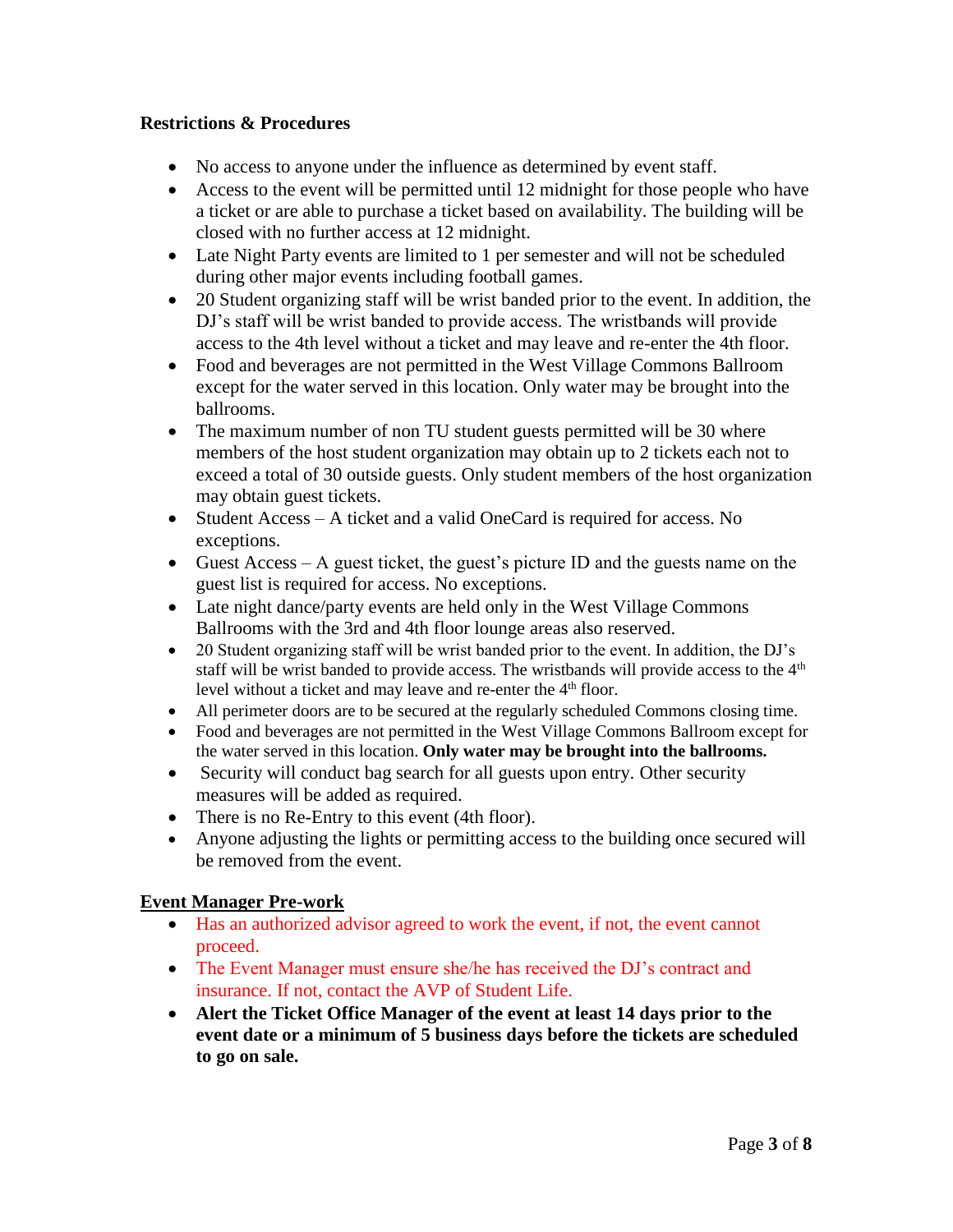**Restrictions & Procedures**

- No access to anyone under the influence as determined by event staff.
- Access to the event will be permitted until 12 midnight for those people who have a ticket or are able to purchase a ticket based on availability. The building will be closed with no further access at 12 midnight.
- Late Night Party events are limited to 1 per semester and will not be scheduled during other major events including football games.
- 20 Student organizing staff will be wrist banded prior to the event. In addition, the DJ's staff will be wrist banded to provide access. The wristbands will provide access to the 4th level without a ticket and may leave and re-enter the 4th floor.
- Food and beverages are not permitted in the West Village Commons Ballroom except for the water served in this location. Only water may be brought into the ballrooms.
- The maximum number of non TU student guests permitted will be 30 where members of the host student organization may obtain up to 2 tickets each not to exceed a total of 30 outside guests. Only student members of the host organization may obtain guest tickets.
- Student Access – A ticket and a valid OneCard is required for access. No exceptions.
- Guest Access – A guest ticket, the guest's picture ID and the guests name on the guest list is required for access. No exceptions.
- Late night dance/party events are held only in the West Village Commons Ballrooms with the 3rd and 4th floor lounge areas also reserved.
- 20 Student organizing staff will be wrist banded prior to the event. In addition, the DJ's staff will be wrist banded to provide access. The wristbands will provide access to the 4th level without a ticket and may leave and re-enter the 4th floor.
- All perimeter doors are to be secured at the regularly scheduled Commons closing time.
- Food and beverages are not permitted in the West Village Commons Ballroom except for the water served in this location. **Only water may be brought into the ballrooms.**
- Security will conduct bag search for all guests upon entry. Other security measures will be added as required.
- There is no Re-Entry to this event (4th floor).
- Anyone adjusting the lights or permitting access to the building once secured will be removed from the event.

**Event Manager Pre-work**

- Has an authorized advisor agreed to work the event, if not, the event cannot proceed.
- The Event Manager must ensure she/he has received the DJ's contract and insurance. If not, contact the AVP of Student Life.
- **Alert the Ticket Office Manager of the event at least 14 days prior to the event date or a minimum of 5 business days before the tickets are scheduled to go on sale.**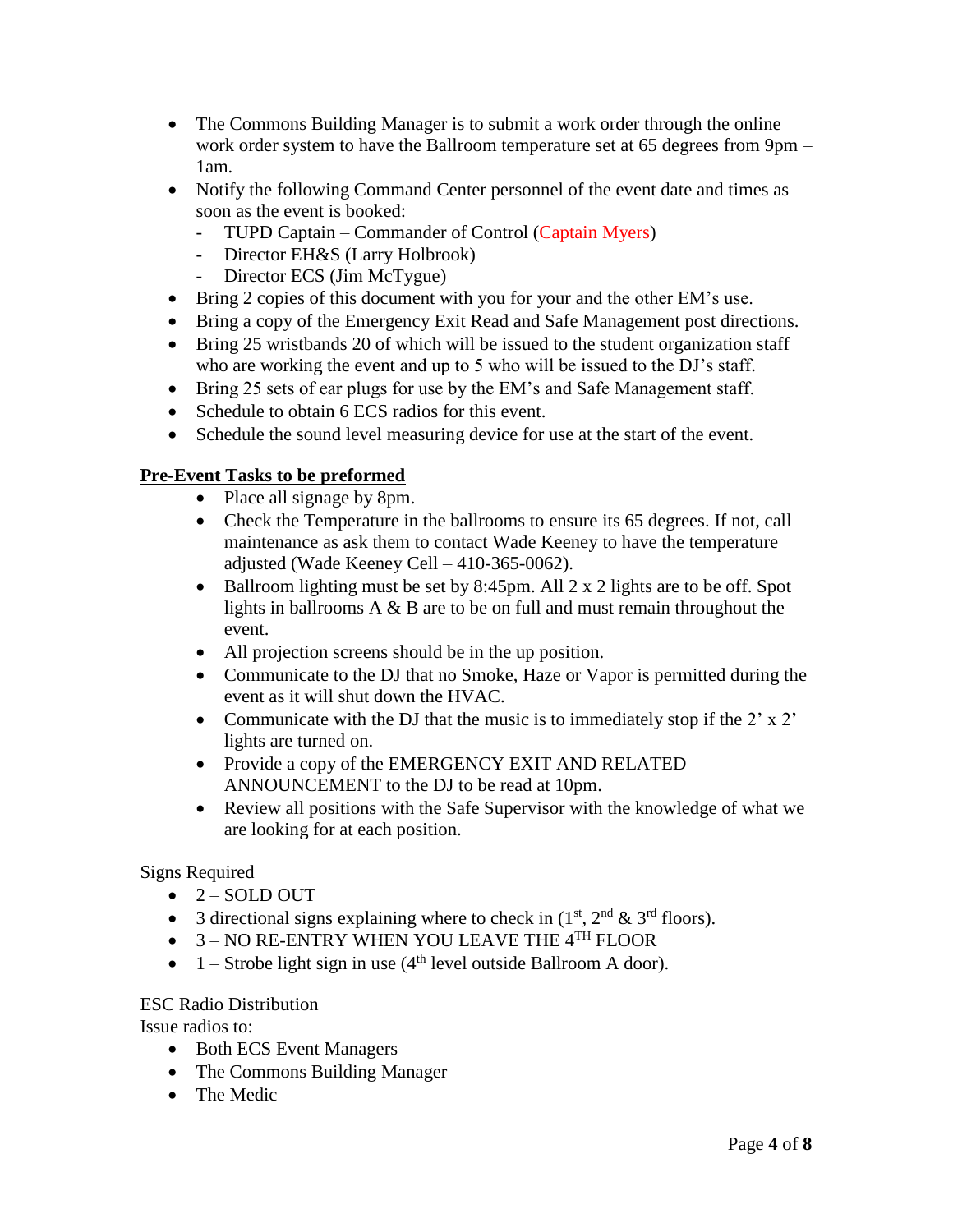- The Commons Building Manager is to submit a work order through the online work order system to have the Ballroom temperature set at 65 degrees from 9pm – 1am.
- Notify the following Command Center personnel of the event date and times as soon as the event is booked:
  - TUPD Captain – Commander of Control (Captain Myers)
  - Director EH&S (Larry Holbrook)
  - Director ECS (Jim McTygue)
- Bring 2 copies of this document with you for your and the other EM's use.
- Bring a copy of the Emergency Exit Read and Safe Management post directions.
- Bring 25 wristbands 20 of which will be issued to the student organization staff who are working the event and up to 5 who will be issued to the DJ's staff.
- Bring 25 sets of ear plugs for use by the EM's and Safe Management staff.
- Schedule to obtain 6 ECS radios for this event.
- Schedule the sound level measuring device for use at the start of the event.

**<u>Pre-Event Tasks to be preformed</u>**

- Place all signage by 8pm.
- Check the Temperature in the ballrooms to ensure its 65 degrees. If not, call maintenance as ask them to contact Wade Keeney to have the temperature adjusted (Wade Keeney Cell – 410-365-0062).
- Ballroom lighting must be set by 8:45pm. All 2 x 2 lights are to be off. Spot lights in ballrooms A & B are to be on full and must remain throughout the event.
- All projection screens should be in the up position.
- Communicate to the DJ that no Smoke, Haze or Vapor is permitted during the event as it will shut down the HVAC.
- Communicate with the DJ that the music is to immediately stop if the 2' x 2' lights are turned on.
- Provide a copy of the EMERGENCY EXIT AND RELATED ANNOUNCEMENT to the DJ to be read at 10pm.
- Review all positions with the Safe Supervisor with the knowledge of what we are looking for at each position.

Signs Required

- 2 – SOLD OUT
- 3 directional signs explaining where to check in (1st, 2nd & 3rd floors).
- 3 – NO RE-ENTRY WHEN YOU LEAVE THE 4TH FLOOR
- 1 – Strobe light sign in use (4th level outside Ballroom A door).

ESC Radio Distribution

Issue radios to:

- Both ECS Event Managers
- The Commons Building Manager
- The Medic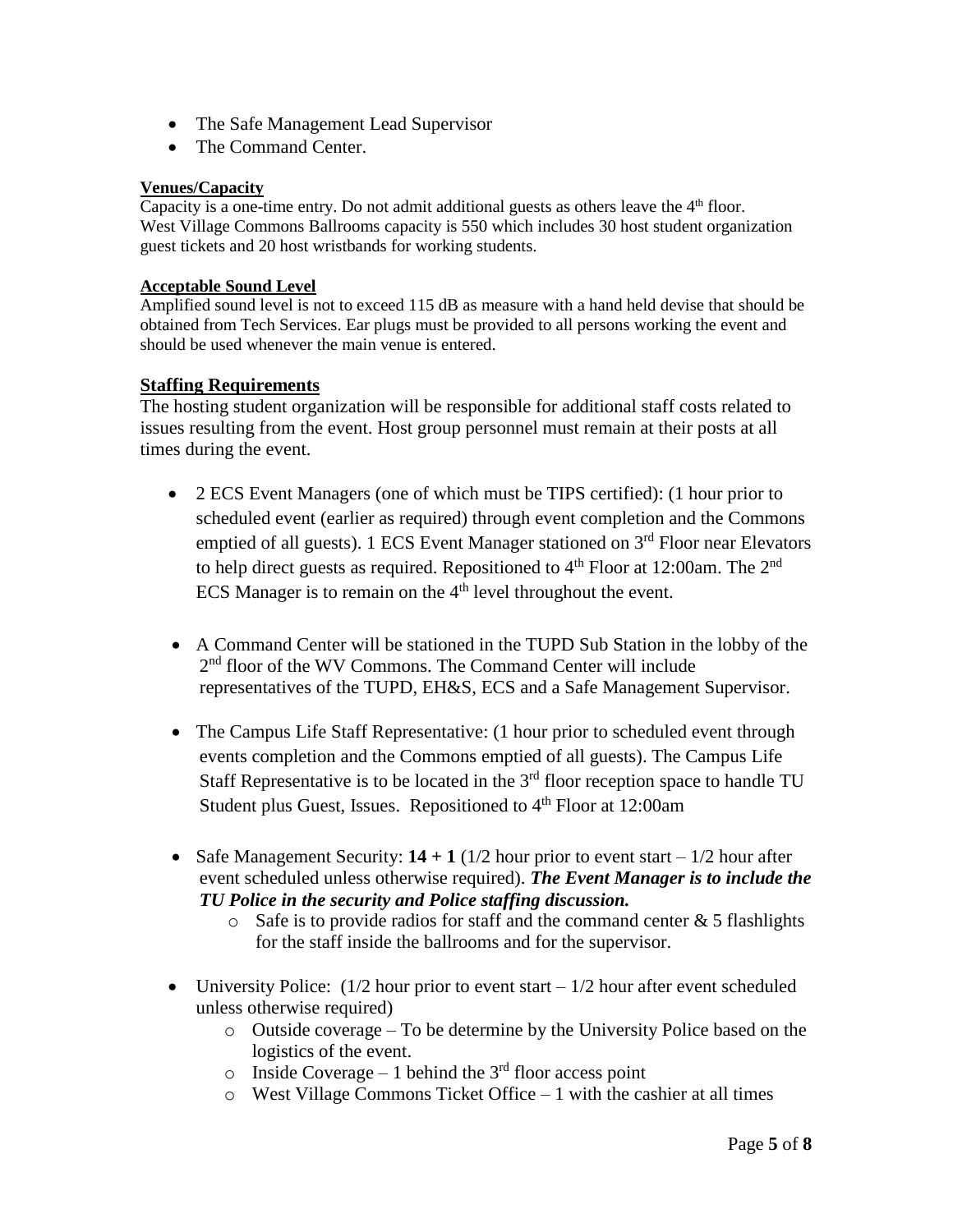- The Safe Management Lead Supervisor
- The Command Center.

**Venues/Capacity**

Capacity is a one-time entry. Do not admit additional guests as others leave the 4th floor. West Village Commons Ballrooms capacity is 550 which includes 30 host student organization guest tickets and 20 host wristbands for working students.

**Acceptable Sound Level**

Amplified sound level is not to exceed 115 dB as measure with a hand held devise that should be obtained from Tech Services. Ear plugs must be provided to all persons working the event and should be used whenever the main venue is entered.

**Staffing Requirements**

The hosting student organization will be responsible for additional staff costs related to issues resulting from the event. Host group personnel must remain at their posts at all times during the event.

- 2 ECS Event Managers (one of which must be TIPS certified): (1 hour prior to scheduled event (earlier as required) through event completion and the Commons emptied of all guests). 1 ECS Event Manager stationed on 3rd Floor near Elevators to help direct guests as required. Repositioned to 4th Floor at 12:00am. The 2nd ECS Manager is to remain on the 4th level throughout the event.

- A Command Center will be stationed in the TUPD Sub Station in the lobby of the 2nd floor of the WV Commons. The Command Center will include representatives of the TUPD, EH&S, ECS and a Safe Management Supervisor.

- The Campus Life Staff Representative: (1 hour prior to scheduled event through events completion and the Commons emptied of all guests). The Campus Life Staff Representative is to be located in the 3rd floor reception space to handle TU Student plus Guest, Issues. Repositioned to 4th Floor at 12:00am

- Safe Management Security: **14 + 1** (1/2 hour prior to event start – 1/2 hour after event scheduled unless otherwise required). ***The Event Manager is to include the TU Police in the security and Police staffing discussion.***
    - Safe is to provide radios for staff and the command center & 5 flashlights for the staff inside the ballrooms and for the supervisor.

- University Police: (1/2 hour prior to event start – 1/2 hour after event scheduled unless otherwise required)
    - Outside coverage – To be determine by the University Police based on the logistics of the event.
    - Inside Coverage – 1 behind the 3rd floor access point
    - West Village Commons Ticket Office – 1 with the cashier at all times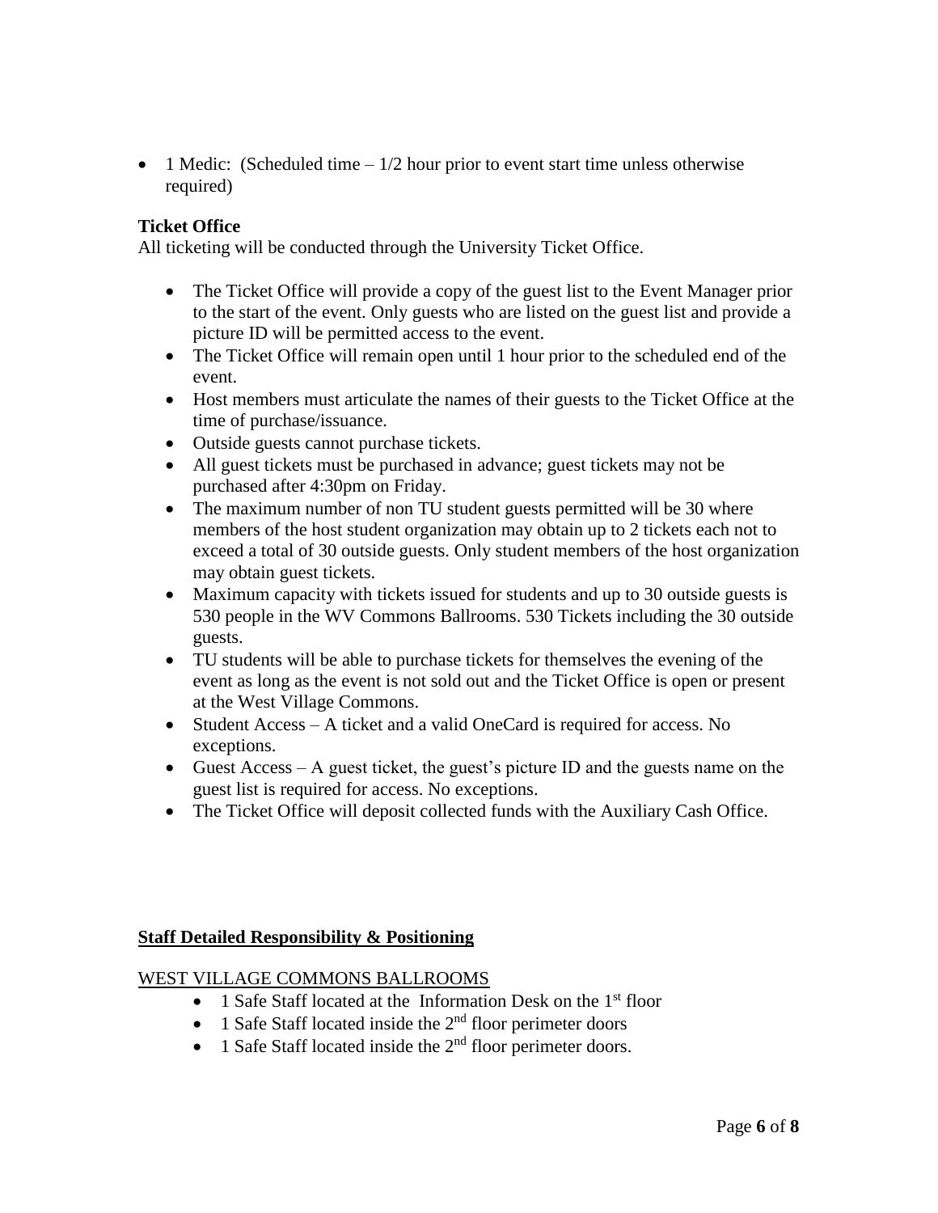- 1 Medic: (Scheduled time – 1/2 hour prior to event start time unless otherwise required)

**Ticket Office**

All ticketing will be conducted through the University Ticket Office.

- The Ticket Office will provide a copy of the guest list to the Event Manager prior to the start of the event. Only guests who are listed on the guest list and provide a picture ID will be permitted access to the event.
- The Ticket Office will remain open until 1 hour prior to the scheduled end of the event.
- Host members must articulate the names of their guests to the Ticket Office at the time of purchase/issuance.
- Outside guests cannot purchase tickets.
- All guest tickets must be purchased in advance; guest tickets may not be purchased after 4:30pm on Friday.
- The maximum number of non TU student guests permitted will be 30 where members of the host student organization may obtain up to 2 tickets each not to exceed a total of 30 outside guests. Only student members of the host organization may obtain guest tickets.
- Maximum capacity with tickets issued for students and up to 30 outside guests is 530 people in the WV Commons Ballrooms. 530 Tickets including the 30 outside guests.
- TU students will be able to purchase tickets for themselves the evening of the event as long as the event is not sold out and the Ticket Office is open or present at the West Village Commons.
- Student Access – A ticket and a valid OneCard is required for access. No exceptions.
- Guest Access – A guest ticket, the guest's picture ID and the guests name on the guest list is required for access. No exceptions.
- The Ticket Office will deposit collected funds with the Auxiliary Cash Office.

**Staff Detailed Responsibility & Positioning**

WEST VILLAGE COMMONS BALLROOMS

- 1 Safe Staff located at the Information Desk on the 1st floor
- 1 Safe Staff located inside the 2nd floor perimeter doors
- 1 Safe Staff located inside the 2nd floor perimeter doors.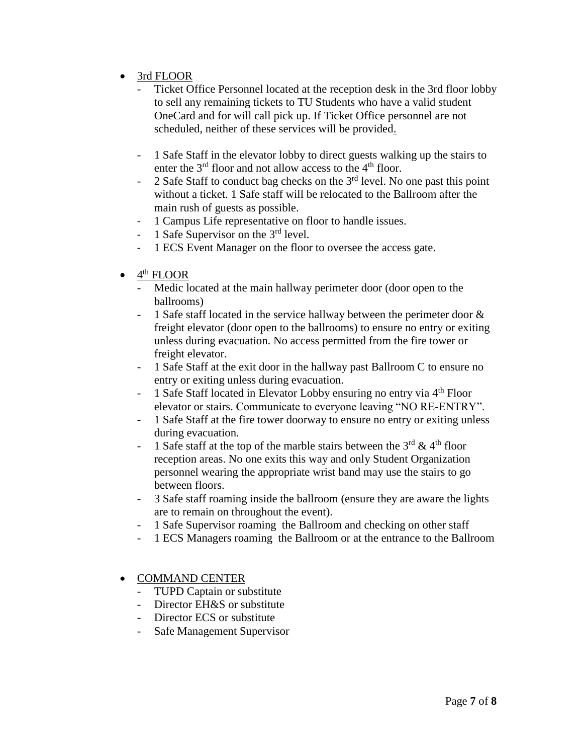- <u>3rd FLOOR</u>
  - Ticket Office Personnel located at the reception desk in the 3rd floor lobby to sell any remaining tickets to TU Students who have a valid student OneCard and for will call pick up. If Ticket Office personnel are not scheduled, neither of these services will be provided.

  - 1 Safe Staff in the elevator lobby to direct guests walking up the stairs to enter the 3rd floor and not allow access to the 4th floor.
  - 2 Safe Staff to conduct bag checks on the 3rd level. No one past this point without a ticket. 1 Safe staff will be relocated to the Ballroom after the main rush of guests as possible.
  - 1 Campus Life representative on floor to handle issues.
  - 1 Safe Supervisor on the 3rd level.
  - 1 ECS Event Manager on the floor to oversee the access gate.

- <u>4th FLOOR</u>
  - Medic located at the main hallway perimeter door (door open to the ballrooms)
  - 1 Safe staff located in the service hallway between the perimeter door & freight elevator (door open to the ballrooms) to ensure no entry or exiting unless during evacuation. No access permitted from the fire tower or freight elevator.
  - 1 Safe Staff at the exit door in the hallway past Ballroom C to ensure no entry or exiting unless during evacuation.
  - 1 Safe Staff located in Elevator Lobby ensuring no entry via 4th Floor elevator or stairs. Communicate to everyone leaving "NO RE-ENTRY".
  - 1 Safe Staff at the fire tower doorway to ensure no entry or exiting unless during evacuation.
  - 1 Safe staff at the top of the marble stairs between the 3rd & 4th floor reception areas. No one exits this way and only Student Organization personnel wearing the appropriate wrist band may use the stairs to go between floors.
  - 3 Safe staff roaming inside the ballroom (ensure they are aware the lights are to remain on throughout the event).
  - 1 Safe Supervisor roaming the Ballroom and checking on other staff
  - 1 ECS Managers roaming the Ballroom or at the entrance to the Ballroom

- <u>COMMAND CENTER</u>
  - TUPD Captain or substitute
  - Director EH&S or substitute
  - Director ECS or substitute
  - Safe Management Supervisor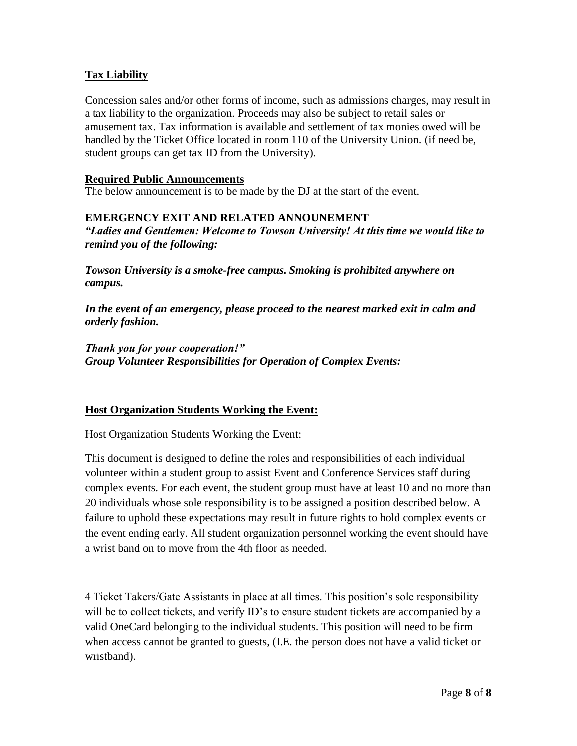## Tax Liability

Concession sales and/or other forms of income, such as admissions charges, may result in a tax liability to the organization. Proceeds may also be subject to retail sales or amusement tax. Tax information is available and settlement of tax monies owed will be handled by the Ticket Office located in room 110 of the University Union. (if need be, student groups can get tax ID from the University).

## Required Public Announcements

The below announcement is to be made by the DJ at the start of the event.

**EMERGENCY EXIT AND RELATED ANNOUNEMENT**

***"Ladies and Gentlemen: Welcome to Towson University! At this time we would like to remind you of the following:***

***Towson University is a smoke-free campus. Smoking is prohibited anywhere on campus.***

***In the event of an emergency, please proceed to the nearest marked exit in calm and orderly fashion.***

***Thank you for your cooperation!"***
***Group Volunteer Responsibilities for Operation of Complex Events:***

## Host Organization Students Working the Event:

Host Organization Students Working the Event:

This document is designed to define the roles and responsibilities of each individual volunteer within a student group to assist Event and Conference Services staff during complex events. For each event, the student group must have at least 10 and no more than 20 individuals whose sole responsibility is to be assigned a position described below. A failure to uphold these expectations may result in future rights to hold complex events or the event ending early. All student organization personnel working the event should have a wrist band on to move from the 4th floor as needed.

4 Ticket Takers/Gate Assistants in place at all times. This position's sole responsibility will be to collect tickets, and verify ID's to ensure student tickets are accompanied by a valid OneCard belonging to the individual students. This position will need to be firm when access cannot be granted to guests, (I.E. the person does not have a valid ticket or wristband).